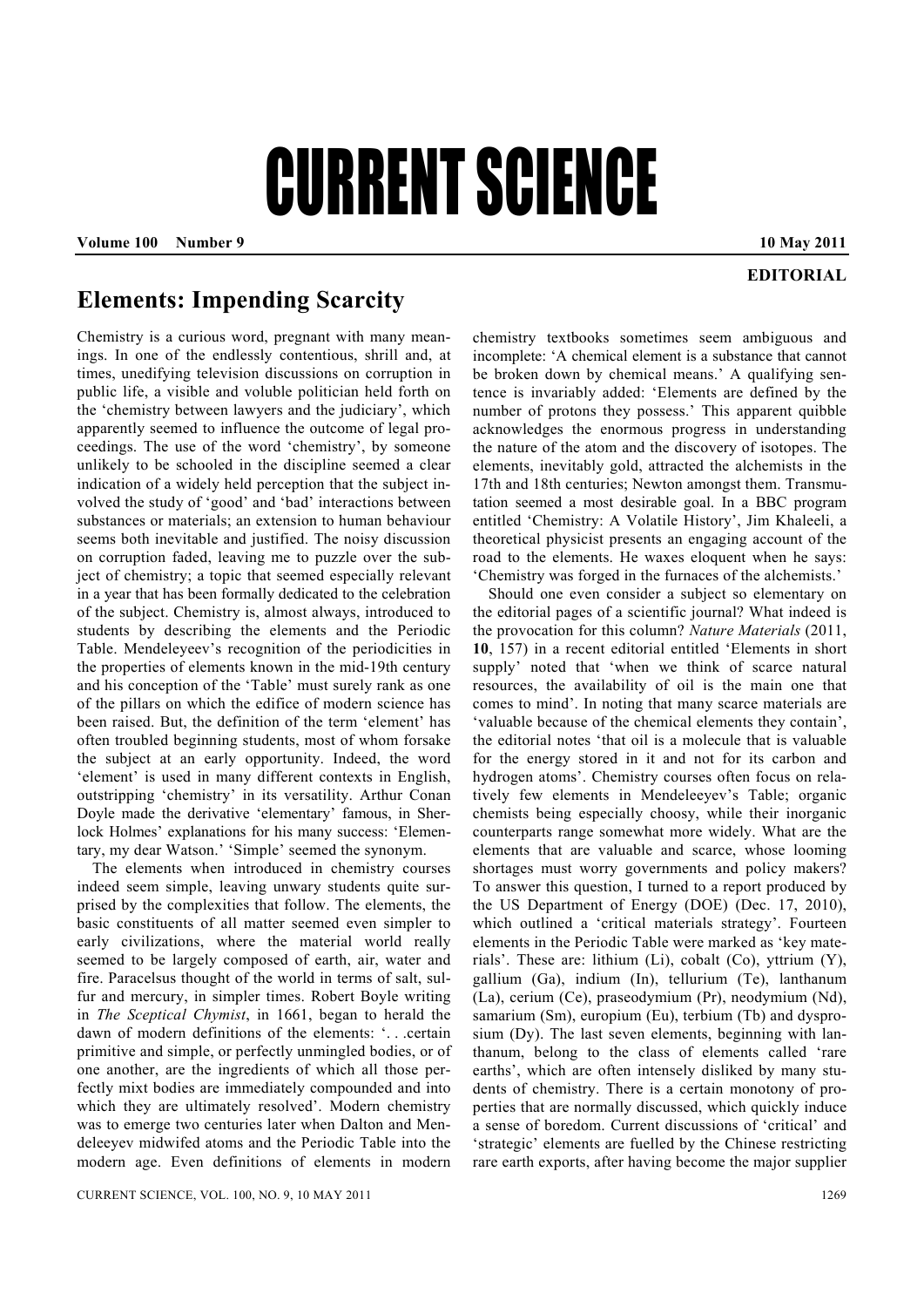# Elements: Impending Scarcity

**EDITORIAL**

Chemistry is a curious word, pregnant with many meanings. In one of the endlessly contentious, shrill and, at times, unedifying television discussions on corruption in public life, a visible and voluble politician held forth on the 'chemistry between lawyers and the judiciary', which apparently seemed to influence the outcome of legal proceedings. The use of the word 'chemistry', by someone unlikely to be schooled in the discipline seemed a clear indication of a widely held perception that the subject involved the study of 'good' and 'bad' interactions between substances or materials; an extension to human behaviour seems both inevitable and justified. The noisy discussion on corruption faded, leaving me to puzzle over the subject of chemistry; a topic that seemed especially relevant in a year that has been formally dedicated to the celebration of the subject. Chemistry is, almost always, introduced to students by describing the elements and the Periodic Table. Mendeleyeev's recognition of the periodicities in the properties of elements known in the mid-19th century and his conception of the 'Table' must surely rank as one of the pillars on which the edifice of modern science has been raised. But, the definition of the term 'element' has often troubled beginning students, most of whom forsake the subject at an early opportunity. Indeed, the word 'element' is used in many different contexts in English, outstripping 'chemistry' in its versatility. Arthur Conan Doyle made the derivative 'elementary' famous, in Sherlock Holmes' explanations for his many success: 'Elementary, my dear Watson.' 'Simple' seemed the synonym.

The elements when introduced in chemistry courses indeed seem simple, leaving unwary students quite surprised by the complexities that follow. The elements, the basic constituents of all matter seemed even simpler to early civilizations, where the material world really seemed to be largely composed of earth, air, water and fire. Paracelsus thought of the world in terms of salt, sulfur and mercury, in simpler times. Robert Boyle writing in *The Sceptical Chymist*, in 1661, began to herald the dawn of modern definitions of the elements: '. . .certain primitive and simple, or perfectly unmingled bodies, or of one another, are the ingredients of which all those perfectly mixt bodies are immediately compounded and into which they are ultimately resolved'. Modern chemistry was to emerge two centuries later when Dalton and Mendeleeyev midwifed atoms and the Periodic Table into the modern age. Even definitions of elements in modern chemistry textbooks sometimes seem ambiguous and incomplete: 'A chemical element is a substance that cannot be broken down by chemical means.' A qualifying sentence is invariably added: 'Elements are defined by the number of protons they possess.' This apparent quibble acknowledges the enormous progress in understanding the nature of the atom and the discovery of isotopes. The elements, inevitably gold, attracted the alchemists in the 17th and 18th centuries; Newton amongst them. Transmutation seemed a most desirable goal. In a BBC program entitled 'Chemistry: A Volatile History', Jim Khaleeli, a theoretical physicist presents an engaging account of the road to the elements. He waxes eloquent when he says: 'Chemistry was forged in the furnaces of the alchemists.'

Should one even consider a subject so elementary on the editorial pages of a scientific journal? What indeed is the provocation for this column? *Nature Materials* (2011, **10**, 157) in a recent editorial entitled 'Elements in short supply' noted that 'when we think of scarce natural resources, the availability of oil is the main one that comes to mind'. In noting that many scarce materials are 'valuable because of the chemical elements they contain', the editorial notes 'that oil is a molecule that is valuable for the energy stored in it and not for its carbon and hydrogen atoms'. Chemistry courses often focus on relatively few elements in Mendeleeyev's Table; organic chemists being especially choosy, while their inorganic counterparts range somewhat more widely. What are the elements that are valuable and scarce, whose looming shortages must worry governments and policy makers? To answer this question, I turned to a report produced by the US Department of Energy (DOE) (Dec. 17, 2010), which outlined a 'critical materials strategy'. Fourteen elements in the Periodic Table were marked as 'key materials'. These are: lithium (Li), cobalt (Co), yttrium (Y), gallium (Ga), indium (In), tellurium (Te), lanthanum (La), cerium (Ce), praseodymium (Pr), neodymium (Nd), samarium (Sm), europium (Eu), terbium (Tb) and dysprosium (Dy). The last seven elements, beginning with lanthanum, belong to the class of elements called 'rare earths', which are often intensely disliked by many students of chemistry. There is a certain monotony of properties that are normally discussed, which quickly induce a sense of boredom. Current discussions of 'critical' and 'strategic' elements are fuelled by the Chinese restricting rare earth exports, after having become the major supplier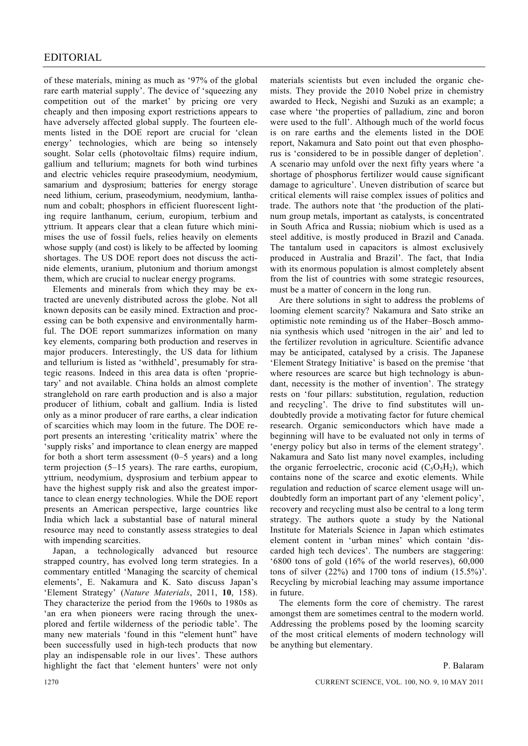of these materials, mining as much as '97% of the global rare earth material supply'. The device of 'squeezing any competition out of the market' by pricing ore very cheaply and then imposing export restrictions appears to have adversely affected global supply. The fourteen elements listed in the DOE report are crucial for 'clean energy' technologies, which are being so intensely sought. Solar cells (photovoltaic films) require indium, gallium and tellurium; magnets for both wind turbines and electric vehicles require praseodymium, neodymium, samarium and dysprosium; batteries for energy storage need lithium, cerium, praseodymium, neodymium, lanthanum and cobalt; phosphors in efficient fluorescent lighting require lanthanum, cerium, europium, terbium and yttrium. It appears clear that a clean future which minimises the use of fossil fuels, relies heavily on elements whose supply (and cost) is likely to be affected by looming shortages. The US DOE report does not discuss the actinide elements, uranium, plutonium and thorium amongst them, which are crucial to nuclear energy programs.

Elements and minerals from which they may be extracted are unevenly distributed across the globe. Not all known deposits can be easily mined. Extraction and processing can be both expensive and environmentally harmful. The DOE report summarizes information on many key elements, comparing both production and reserves in major producers. Interestingly, the US data for lithium and tellurium is listed as 'withheld', presumably for strategic reasons. Indeed in this area data is often 'proprietary' and not available. China holds an almost complete stranglehold on rare earth production and is also a major producer of lithium, cobalt and gallium. India is listed only as a minor producer of rare earths, a clear indication of scarcities which may loom in the future. The DOE report presents an interesting 'criticality matrix' where the 'supply risks' and importance to clean energy are mapped for both a short term assessment (0–5 years) and a long term projection (5–15 years). The rare earths, europium, yttrium, neodymium, dysprosium and terbium appear to have the highest supply risk and also the greatest importance to clean energy technologies. While the DOE report presents an American perspective, large countries like India which lack a substantial base of natural mineral resource may need to constantly assess strategies to deal with impending scarcities.

Japan, a technologically advanced but resource strapped country, has evolved long term strategies. In a commentary entitled 'Managing the scarcity of chemical elements', E. Nakamura and K. Sato discuss Japan's 'Element Strategy' (*Nature Materials*, 2011, **10**, 158). They characterize the period from the 1960s to 1980s as 'an era when pioneers were racing through the unexplored and fertile wilderness of the periodic table'. The many new materials 'found in this "element hunt" have been successfully used in high-tech products that now play an indispensable role in our lives'. These authors highlight the fact that 'element hunters' were not only materials scientists but even included the organic chemists. They provide the 2010 Nobel prize in chemistry awarded to Heck, Negishi and Suzuki as an example; a case where 'the properties of palladium, zinc and boron were used to the full'. Although much of the world focus is on rare earths and the elements listed in the DOE report, Nakamura and Sato point out that even phosphorus is 'considered to be in possible danger of depletion'. A scenario may unfold over the next fifty years where 'a shortage of phosphorus fertilizer would cause significant damage to agriculture'. Uneven distribution of scarce but critical elements will raise complex issues of politics and trade. The authors note that 'the production of the platinum group metals, important as catalysts, is concentrated in South Africa and Russia; niobium which is used as a steel additive, is mostly produced in Brazil and Canada. The tantalum used in capacitors is almost exclusively produced in Australia and Brazil'. The fact, that India with its enormous population is almost completely absent from the list of countries with some strategic resources, must be a matter of concern in the long run.

Are there solutions in sight to address the problems of looming element scarcity? Nakamura and Sato strike an optimistic note reminding us of the Haber–Bosch ammonia synthesis which used 'nitrogen in the air' and led to the fertilizer revolution in agriculture. Scientific advance may be anticipated, catalysed by a crisis. The Japanese 'Element Strategy Initiative' is based on the premise 'that where resources are scarce but high technology is abundant, necessity is the mother of invention'. The strategy rests on 'four pillars: substitution, regulation, reduction and recycling'. The drive to find substitutes will undoubtedly provide a motivating factor for future chemical research. Organic semiconductors which have made a beginning will have to be evaluated not only in terms of 'energy policy but also in terms of the element strategy'. Nakamura and Sato list many novel examples, including the organic ferroelectric, croconic acid ($C_5O_5H_2$), which contains none of the scarce and exotic elements. While regulation and reduction of scarce element usage will undoubtedly form an important part of any 'element policy', recovery and recycling must also be central to a long term strategy. The authors quote a study by the National Institute for Materials Science in Japan which estimates element content in 'urban mines' which contain 'discarded high tech devices'. The numbers are staggering: '6800 tons of gold (16% of the world reserves), 60,000 tons of silver (22%) and 1700 tons of indium (15.5%)'. Recycling by microbial leaching may assume importance in future.

The elements form the core of chemistry. The rarest amongst them are sometimes central to the modern world. Addressing the problems posed by the looming scarcity of the most critical elements of modern technology will be anything but elementary.

P. Balaram